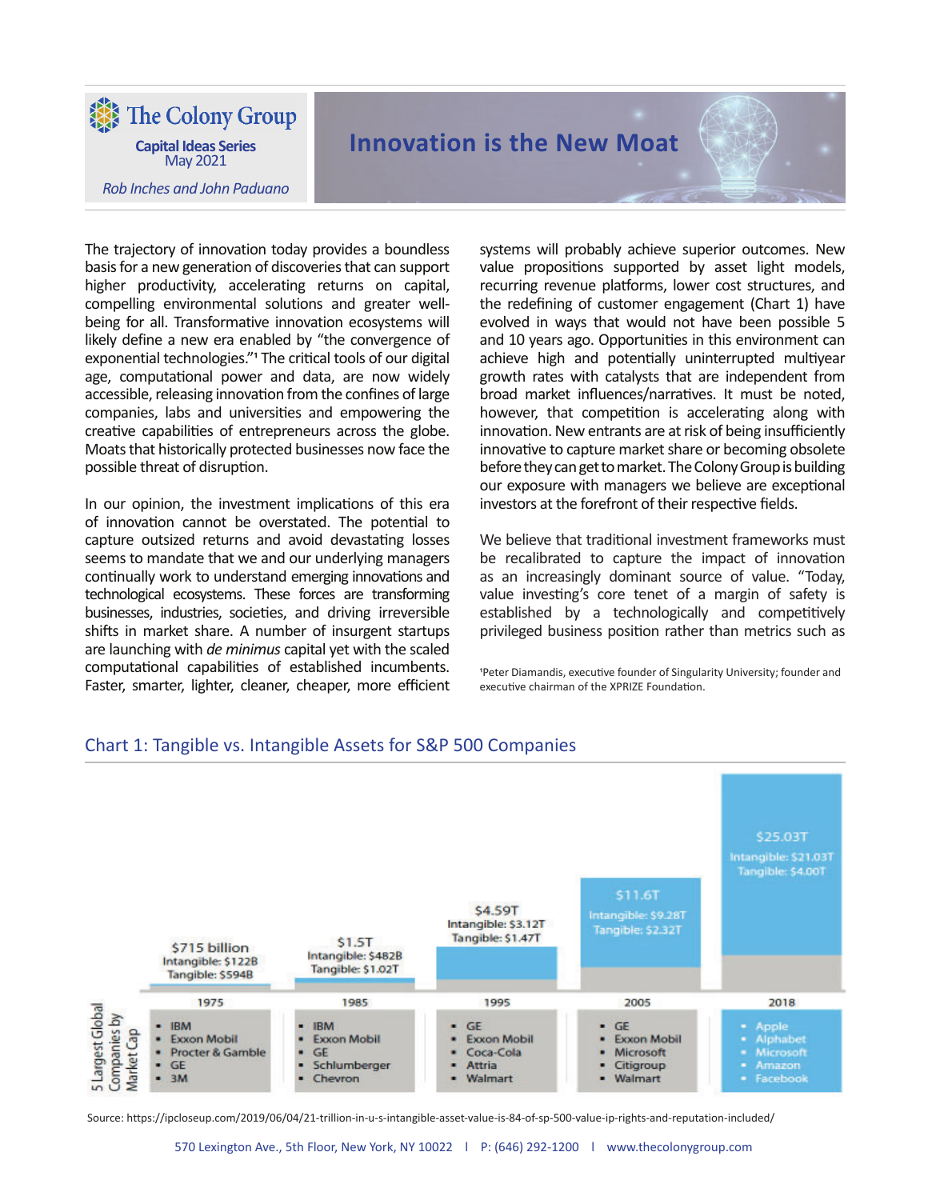The Colony Group

Capital Ideas Series
May 2021

*Rob Inches and John Paduano*

# Innovation is the New Moat

The trajectory of innovation today provides a boundless basis for a new generation of discoveries that can support higher productivity, accelerating returns on capital, compelling environmental solutions and greater well-being for all. Transformative innovation ecosystems will likely define a new era enabled by "the convergence of exponential technologies."[1] The critical tools of our digital age, computational power and data, are now widely accessible, releasing innovation from the confines of large companies, labs and universities and empowering the creative capabilities of entrepreneurs across the globe. Moats that historically protected businesses now face the possible threat of disruption.

In our opinion, the investment implications of this era of innovation cannot be overstated. The potential to capture outsized returns and avoid devastating losses seems to mandate that we and our underlying managers continually work to understand emerging innovations and technological ecosystems. These forces are transforming businesses, industries, societies, and driving irreversible shifts in market share. A number of insurgent startups are launching with *de minimus* capital yet with the scaled computational capabilities of established incumbents. Faster, smarter, lighter, cleaner, cheaper, more efficient systems will probably achieve superior outcomes. New value propositions supported by asset light models, recurring revenue platforms, lower cost structures, and the redefining of customer engagement (Chart 1) have evolved in ways that would not have been possible 5 and 10 years ago. Opportunities in this environment can achieve high and potentially uninterrupted multiyear growth rates with catalysts that are independent from broad market influences/narratives. It must be noted, however, that competition is accelerating along with innovation. New entrants are at risk of being insufficiently innovative to capture market share or becoming obsolete before they can get to market. The Colony Group is building our exposure with managers we believe are exceptional investors at the forefront of their respective fields.

We believe that traditional investment frameworks must be recalibrated to capture the impact of innovation as an increasingly dominant source of value. "Today, value investing's core tenet of a margin of safety is established by a technologically and competitively privileged business position rather than metrics such as

[1]Peter Diamandis, executive founder of Singularity University; founder and executive chairman of the XPRIZE Foundation.

## Chart 1: Tangible vs. Intangible Assets for S&P 500 Companies

| | 1975 | 1985 | 1995 | 2005 | 2018 |
|---|---|---|---|---|---|
| Total | $715 billion | $1.5T | $4.59T | $11.6T | $25.03T |
| Intangible | $122B | $482B | $3.12T | $9.28T | $21.03T |
| Tangible | $594B | $1.02T | $1.47T | $2.32T | $4.00T |
| 5 Largest Global Companies by Market Cap | IBM, Exxon Mobil, Procter & Gamble, GE, 3M | IBM, Exxon Mobil, GE, Schlumberger, Chevron | GE, Exxon Mobil, Coca-Cola, Attria, Walmart | GE, Exxon Mobil, Microsoft, Citigroup, Walmart | Apple, Alphabet, Microsoft, Amazon, Facebook |

Source: https://ipcloseup.com/2019/06/04/21-trillion-in-u-s-intangible-asset-value-is-84-of-sp-500-value-ip-rights-and-reputation-included/

570 Lexington Ave., 5th Floor, New York, NY 10022 | P: (646) 292-1200 | www.thecolonygroup.com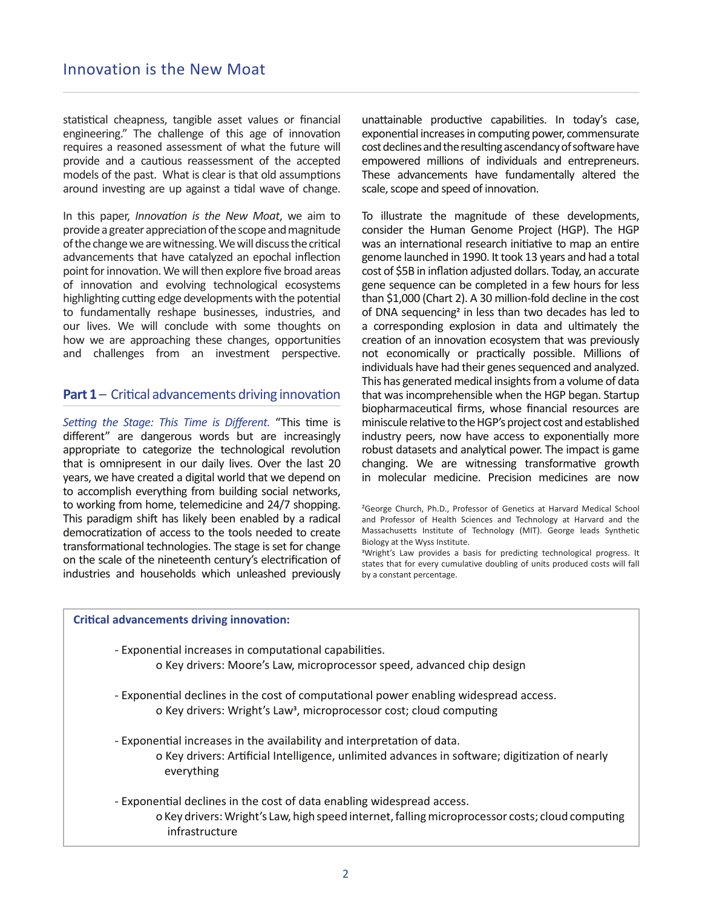statistical cheapness, tangible asset values or financial engineering." The challenge of this age of innovation requires a reasoned assessment of what the future will provide and a cautious reassessment of the accepted models of the past. What is clear is that old assumptions around investing are up against a tidal wave of change.

In this paper, *Innovation is the New Moat*, we aim to provide a greater appreciation of the scope and magnitude of the change we are witnessing. We will discuss the critical advancements that have catalyzed an epochal inflection point for innovation. We will then explore five broad areas of innovation and evolving technological ecosystems highlighting cutting edge developments with the potential to fundamentally reshape businesses, industries, and our lives. We will conclude with some thoughts on how we are approaching these changes, opportunities and challenges from an investment perspective.

## **Part 1** – Critical advancements driving innovation

*Setting the Stage: This Time is Different.* "This time is different" are dangerous words but are increasingly appropriate to categorize the technological revolution that is omnipresent in our daily lives. Over the last 20 years, we have created a digital world that we depend on to accomplish everything from building social networks, to working from home, telemedicine and 24/7 shopping. This paradigm shift has likely been enabled by a radical democratization of access to the tools needed to create transformational technologies. The stage is set for change on the scale of the nineteenth century's electrification of industries and households which unleashed previously unattainable productive capabilities. In today's case, exponential increases in computing power, commensurate cost declines and the resulting ascendancy of software have empowered millions of individuals and entrepreneurs. These advancements have fundamentally altered the scale, scope and speed of innovation.

To illustrate the magnitude of these developments, consider the Human Genome Project (HGP). The HGP was an international research initiative to map an entire genome launched in 1990. It took 13 years and had a total cost of $5B in inflation adjusted dollars. Today, an accurate gene sequence can be completed in a few hours for less than $1,000 (Chart 2). A 30 million-fold decline in the cost of DNA sequencing[2] in less than two decades has led to a corresponding explosion in data and ultimately the creation of an innovation ecosystem that was previously not economically or practically possible. Millions of individuals have had their genes sequenced and analyzed. This has generated medical insights from a volume of data that was incomprehensible when the HGP began. Startup biopharmaceutical firms, whose financial resources are miniscule relative to the HGP's project cost and established industry peers, now have access to exponentially more robust datasets and analytical power. The impact is game changing. We are witnessing transformative growth in molecular medicine. Precision medicines are now

[2]George Church, Ph.D., Professor of Genetics at Harvard Medical School and Professor of Health Sciences and Technology at Harvard and the Massachusetts Institute of Technology (MIT). George leads Synthetic Biology at the Wyss Institute.

[3]Wright's Law provides a basis for predicting technological progress. It states that for every cumulative doubling of units produced costs will fall by a constant percentage.

**Critical advancements driving innovation:**

- Exponential increases in computational capabilities.
  - Key drivers: Moore's Law, microprocessor speed, advanced chip design
- Exponential declines in the cost of computational power enabling widespread access.
  - Key drivers: Wright's Law[3], microprocessor cost; cloud computing
- Exponential increases in the availability and interpretation of data.
  - Key drivers: Artificial Intelligence, unlimited advances in software; digitization of nearly everything
- Exponential declines in the cost of data enabling widespread access.
  - Key drivers: Wright's Law, high speed internet, falling microprocessor costs; cloud computing infrastructure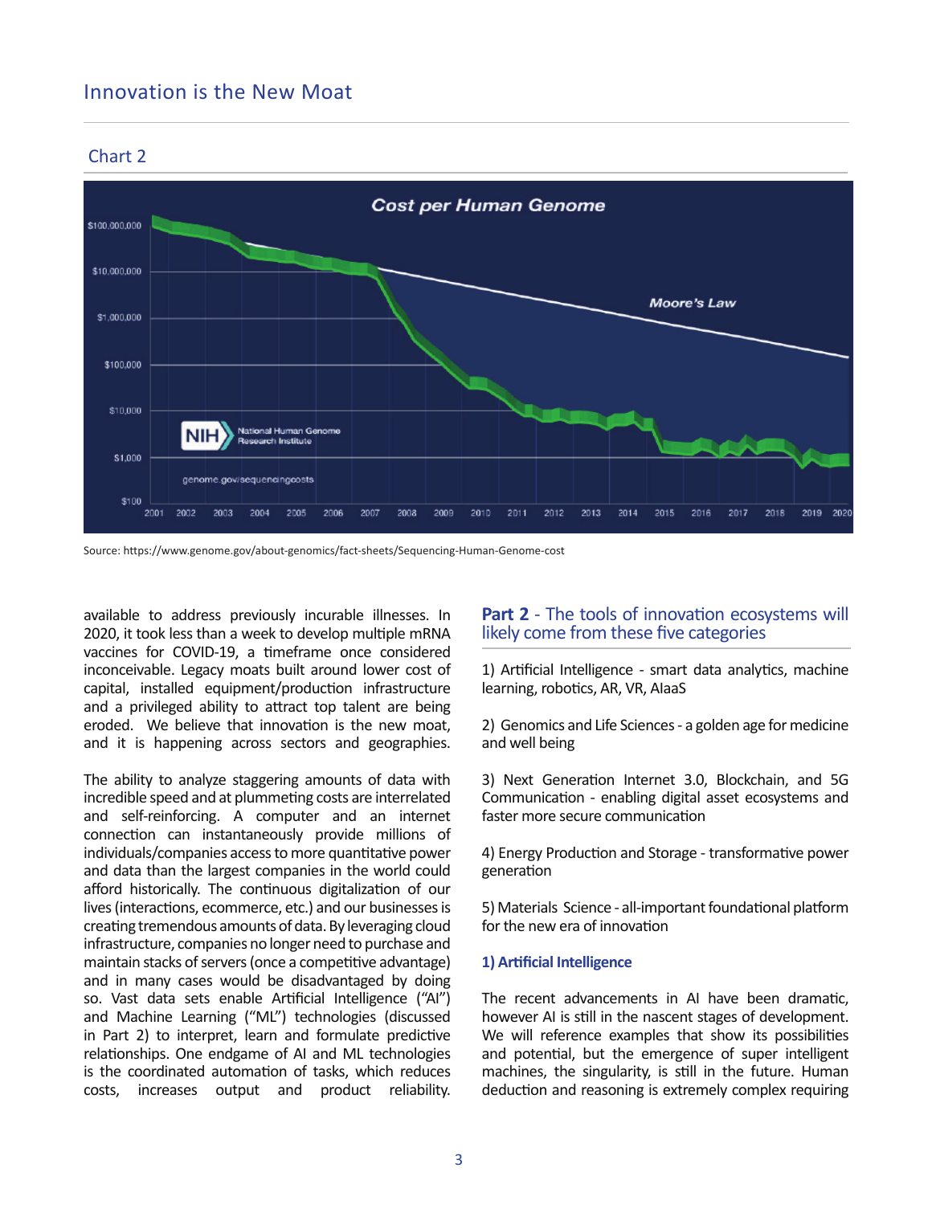## Innovation is the New Moat

### Chart 2

Source: https://www.genome.gov/about-genomics/fact-sheets/Sequencing-Human-Genome-cost

available to address previously incurable illnesses. In 2020, it took less than a week to develop multiple mRNA vaccines for COVID-19, a timeframe once considered inconceivable. Legacy moats built around lower cost of capital, installed equipment/production infrastructure and a privileged ability to attract top talent are being eroded. We believe that innovation is the new moat, and it is happening across sectors and geographies.

The ability to analyze staggering amounts of data with incredible speed and at plummeting costs are interrelated and self-reinforcing. A computer and an internet connection can instantaneously provide millions of individuals/companies access to more quantitative power and data than the largest companies in the world could afford historically. The continuous digitalization of our lives (interactions, ecommerce, etc.) and our businesses is creating tremendous amounts of data. By leveraging cloud infrastructure, companies no longer need to purchase and maintain stacks of servers (once a competitive advantage) and in many cases would be disadvantaged by doing so. Vast data sets enable Artificial Intelligence ("AI") and Machine Learning ("ML") technologies (discussed in Part 2) to interpret, learn and formulate predictive relationships. One endgame of AI and ML technologies is the coordinated automation of tasks, which reduces costs, increases output and product reliability.

## **Part 2** - The tools of innovation ecosystems will likely come from these five categories

1) Artificial Intelligence - smart data analytics, machine learning, robotics, AR, VR, AIaaS

2) Genomics and Life Sciences - a golden age for medicine and well being

3) Next Generation Internet 3.0, Blockchain, and 5G Communication - enabling digital asset ecosystems and faster more secure communication

4) Energy Production and Storage - transformative power generation

5) Materials Science - all-important foundational platform for the new era of innovation

### 1) Artificial Intelligence

The recent advancements in AI have been dramatic, however AI is still in the nascent stages of development. We will reference examples that show its possibilities and potential, but the emergence of super intelligent machines, the singularity, is still in the future. Human deduction and reasoning is extremely complex requiring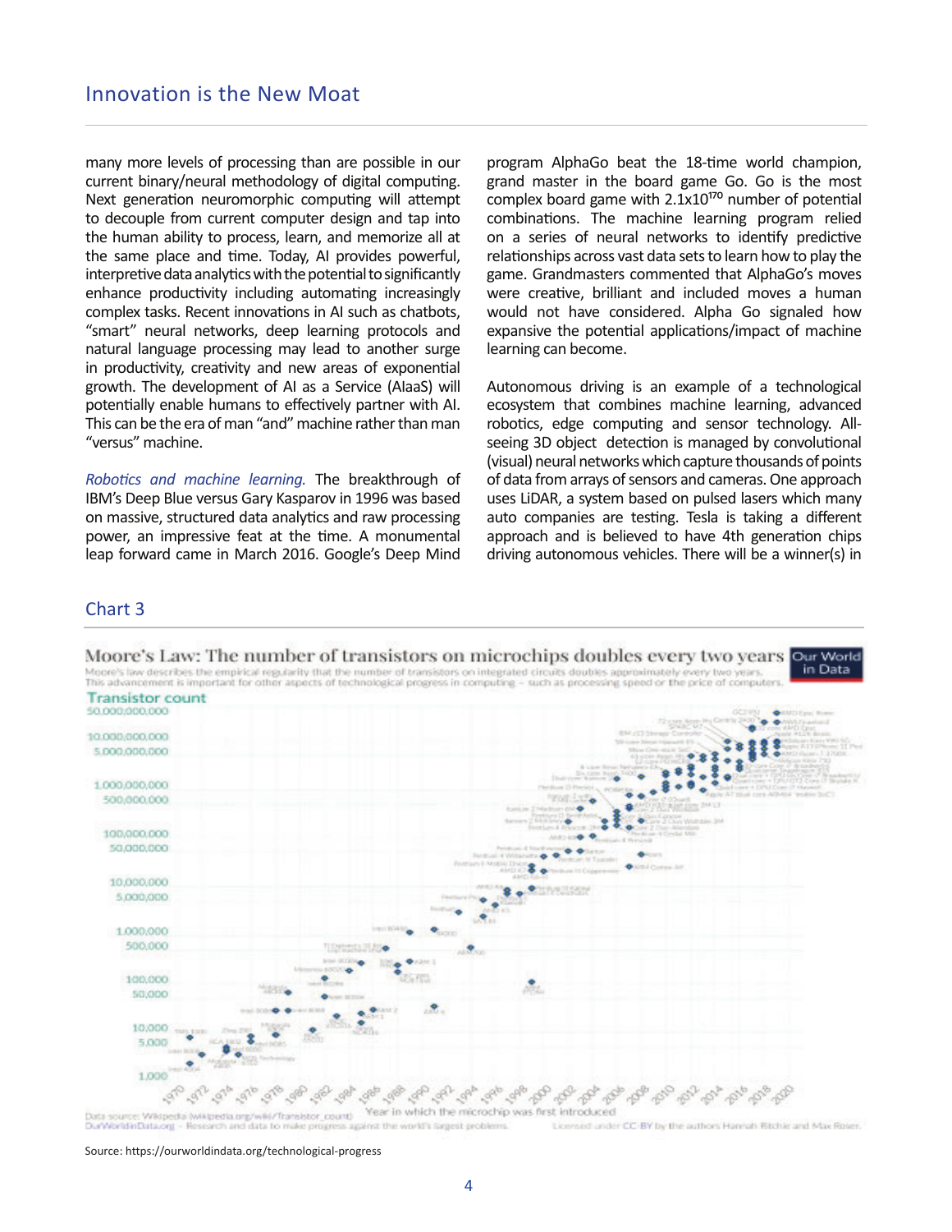many more levels of processing than are possible in our current binary/neural methodology of digital computing. Next generation neuromorphic computing will attempt to decouple from current computer design and tap into the human ability to process, learn, and memorize all at the same place and time. Today, AI provides powerful, interpretive data analytics with the potential to significantly enhance productivity including automating increasingly complex tasks. Recent innovations in AI such as chatbots, "smart" neural networks, deep learning protocols and natural language processing may lead to another surge in productivity, creativity and new areas of exponential growth. The development of AI as a Service (AIaaS) will potentially enable humans to effectively partner with AI. This can be the era of man "and" machine rather than man "versus" machine.

*Robotics and machine learning.* The breakthrough of IBM's Deep Blue versus Gary Kasparov in 1996 was based on massive, structured data analytics and raw processing power, an impressive feat at the time. A monumental leap forward came in March 2016. Google's Deep Mind program AlphaGo beat the 18-time world champion, grand master in the board game Go. Go is the most complex board game with $2.1 \times 10^{170}$ number of potential combinations. The machine learning program relied on a series of neural networks to identify predictive relationships across vast data sets to learn how to play the game. Grandmasters commented that AlphaGo's moves were creative, brilliant and included moves a human would not have considered. Alpha Go signaled how expansive the potential applications/impact of machine learning can become.

Autonomous driving is an example of a technological ecosystem that combines machine learning, advanced robotics, edge computing and sensor technology. All-seeing 3D object detection is managed by convolutional (visual) neural networks which capture thousands of points of data from arrays of sensors and cameras. One approach uses LiDAR, a system based on pulsed lasers which many auto companies are testing. Tesla is taking a different approach and is believed to have 4th generation chips driving autonomous vehicles. There will be a winner(s) in

## Chart 3

Moore's Law: The number of transistors on microchips doubles every two years

Source: https://ourworldindata.org/technological-progress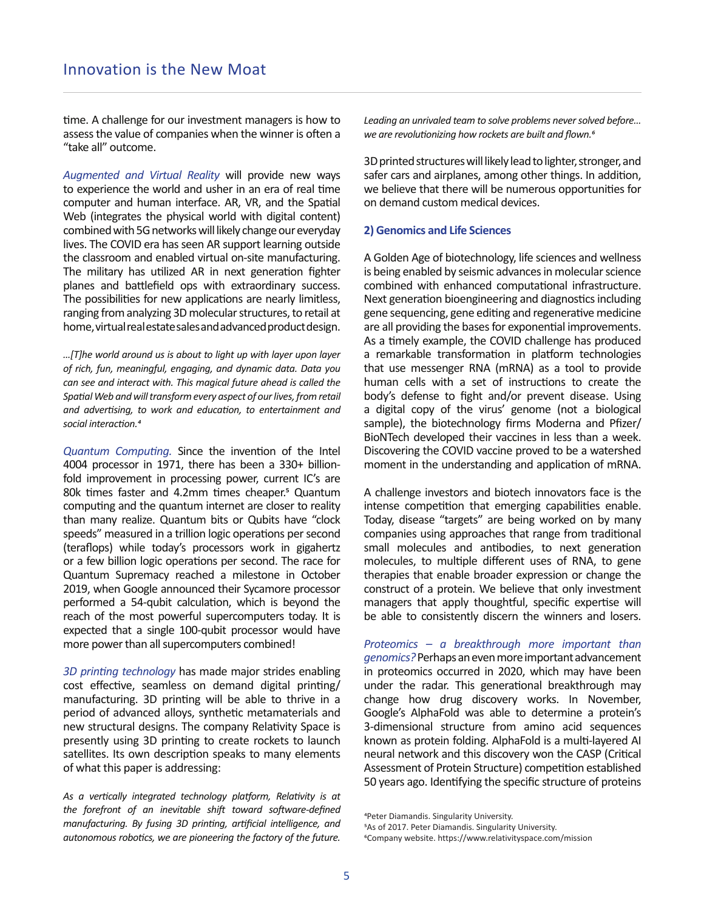time. A challenge for our investment managers is how to assess the value of companies when the winner is often a "take all" outcome.

*Augmented and Virtual Reality* will provide new ways to experience the world and usher in an era of real time computer and human interface. AR, VR, and the Spatial Web (integrates the physical world with digital content) combined with 5G networks will likely change our everyday lives. The COVID era has seen AR support learning outside the classroom and enabled virtual on-site manufacturing. The military has utilized AR in next generation fighter planes and battlefield ops with extraordinary success. The possibilities for new applications are nearly limitless, ranging from analyzing 3D molecular structures, to retail at home, virtual real estate sales and advanced product design.

*...[T]he world around us is about to light up with layer upon layer of rich, fun, meaningful, engaging, and dynamic data. Data you can see and interact with. This magical future ahead is called the Spatial Web and will transform every aspect of our lives, from retail and advertising, to work and education, to entertainment and social interaction.*[4]

*Quantum Computing.* Since the invention of the Intel 4004 processor in 1971, there has been a 330+ billion-fold improvement in processing power, current IC's are 80k times faster and 4.2mm times cheaper.[5] Quantum computing and the quantum internet are closer to reality than many realize. Quantum bits or Qubits have "clock speeds" measured in a trillion logic operations per second (teraflops) while today's processors work in gigahertz or a few billion logic operations per second. The race for Quantum Supremacy reached a milestone in October 2019, when Google announced their Sycamore processor performed a 54-qubit calculation, which is beyond the reach of the most powerful supercomputers today. It is expected that a single 100-qubit processor would have more power than all supercomputers combined!

*3D printing technology* has made major strides enabling cost effective, seamless on demand digital printing/manufacturing. 3D printing will be able to thrive in a period of advanced alloys, synthetic metamaterials and new structural designs. The company Relativity Space is presently using 3D printing to create rockets to launch satellites. Its own description speaks to many elements of what this paper is addressing:

*As a vertically integrated technology platform, Relativity is at the forefront of an inevitable shift toward software-defined manufacturing. By fusing 3D printing, artificial intelligence, and autonomous robotics, we are pioneering the factory of the future. Leading an unrivaled team to solve problems never solved before... we are revolutionizing how rockets are built and flown.*[6]

3D printed structures will likely lead to lighter, stronger, and safer cars and airplanes, among other things. In addition, we believe that there will be numerous opportunities for on demand custom medical devices.

### 2) Genomics and Life Sciences

A Golden Age of biotechnology, life sciences and wellness is being enabled by seismic advances in molecular science combined with enhanced computational infrastructure. Next generation bioengineering and diagnostics including gene sequencing, gene editing and regenerative medicine are all providing the bases for exponential improvements. As a timely example, the COVID challenge has produced a remarkable transformation in platform technologies that use messenger RNA (mRNA) as a tool to provide human cells with a set of instructions to create the body's defense to fight and/or prevent disease. Using a digital copy of the virus' genome (not a biological sample), the biotechnology firms Moderna and Pfizer/BioNTech developed their vaccines in less than a week. Discovering the COVID vaccine proved to be a watershed moment in the understanding and application of mRNA.

A challenge investors and biotech innovators face is the intense competition that emerging capabilities enable. Today, disease "targets" are being worked on by many companies using approaches that range from traditional small molecules and antibodies, to next generation molecules, to multiple different uses of RNA, to gene therapies that enable broader expression or change the construct of a protein. We believe that only investment managers that apply thoughtful, specific expertise will be able to consistently discern the winners and losers.

*Proteomics – a breakthrough more important than genomics?* Perhaps an even more important advancement in proteomics occurred in 2020, which may have been under the radar. This generational breakthrough may change how drug discovery works. In November, Google's AlphaFold was able to determine a protein's 3-dimensional structure from amino acid sequences known as protein folding. AlphaFold is a multi-layered AI neural network and this discovery won the CASP (Critical Assessment of Protein Structure) competition established 50 years ago. Identifying the specific structure of proteins

[4] Peter Diamandis. Singularity University.
[5] As of 2017. Peter Diamandis. Singularity University.
[6] Company website. https://www.relativityspace.com/mission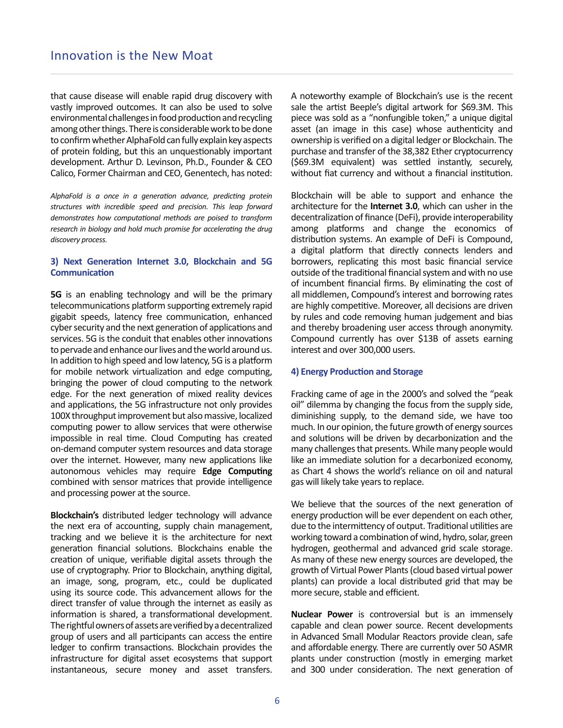that cause disease will enable rapid drug discovery with vastly improved outcomes. It can also be used to solve environmental challenges in food production and recycling among other things. There is considerable work to be done to confirm whether AlphaFold can fully explain key aspects of protein folding, but this an unquestionably important development. Arthur D. Levinson, Ph.D., Founder & CEO Calico, Former Chairman and CEO, Genentech, has noted:

*AlphaFold is a once in a generation advance, predicting protein structures with incredible speed and precision. This leap forward demonstrates how computational methods are poised to transform research in biology and hold much promise for accelerating the drug discovery process.*

### 3) Next Generation Internet 3.0, Blockchain and 5G Communication

**5G** is an enabling technology and will be the primary telecommunications platform supporting extremely rapid gigabit speeds, latency free communication, enhanced cyber security and the next generation of applications and services. 5G is the conduit that enables other innovations to pervade and enhance our lives and the world around us. In addition to high speed and low latency, 5G is a platform for mobile network virtualization and edge computing, bringing the power of cloud computing to the network edge. For the next generation of mixed reality devices and applications, the 5G infrastructure not only provides 100X throughput improvement but also massive, localized computing power to allow services that were otherwise impossible in real time. Cloud Computing has created on-demand computer system resources and data storage over the internet. However, many new applications like autonomous vehicles may require **Edge Computing** combined with sensor matrices that provide intelligence and processing power at the source.

**Blockchain's** distributed ledger technology will advance the next era of accounting, supply chain management, tracking and we believe it is the architecture for next generation financial solutions. Blockchains enable the creation of unique, verifiable digital assets through the use of cryptography. Prior to Blockchain, anything digital, an image, song, program, etc., could be duplicated using its source code. This advancement allows for the direct transfer of value through the internet as easily as information is shared, a transformational development. The rightful owners of assets are verified by a decentralized group of users and all participants can access the entire ledger to confirm transactions. Blockchain provides the infrastructure for digital asset ecosystems that support instantaneous, secure money and asset transfers. A noteworthy example of Blockchain's use is the recent sale the artist Beeple's digital artwork for $69.3M. This piece was sold as a "nonfungible token," a unique digital asset (an image in this case) whose authenticity and ownership is verified on a digital ledger or Blockchain. The purchase and transfer of the 38,382 Ether cryptocurrency ($69.3M equivalent) was settled instantly, securely, without fiat currency and without a financial institution.

Blockchain will be able to support and enhance the architecture for the **Internet 3.0**, which can usher in the decentralization of finance (DeFi), provide interoperability among platforms and change the economics of distribution systems. An example of DeFi is Compound, a digital platform that directly connects lenders and borrowers, replicating this most basic financial service outside of the traditional financial system and with no use of incumbent financial firms. By eliminating the cost of all middlemen, Compound's interest and borrowing rates are highly competitive. Moreover, all decisions are driven by rules and code removing human judgement and bias and thereby broadening user access through anonymity. Compound currently has over $13B of assets earning interest and over 300,000 users.

### 4) Energy Production and Storage

Fracking came of age in the 2000's and solved the "peak oil" dilemma by changing the focus from the supply side, diminishing supply, to the demand side, we have too much. In our opinion, the future growth of energy sources and solutions will be driven by decarbonization and the many challenges that presents. While many people would like an immediate solution for a decarbonized economy, as Chart 4 shows the world's reliance on oil and natural gas will likely take years to replace.

We believe that the sources of the next generation of energy production will be ever dependent on each other, due to the intermittency of output. Traditional utilities are working toward a combination of wind, hydro, solar, green hydrogen, geothermal and advanced grid scale storage. As many of these new energy sources are developed, the growth of Virtual Power Plants (cloud based virtual power plants) can provide a local distributed grid that may be more secure, stable and efficient.

**Nuclear Power** is controversial but is an immensely capable and clean power source. Recent developments in Advanced Small Modular Reactors provide clean, safe and affordable energy. There are currently over 50 ASMR plants under construction (mostly in emerging market and 300 under consideration. The next generation of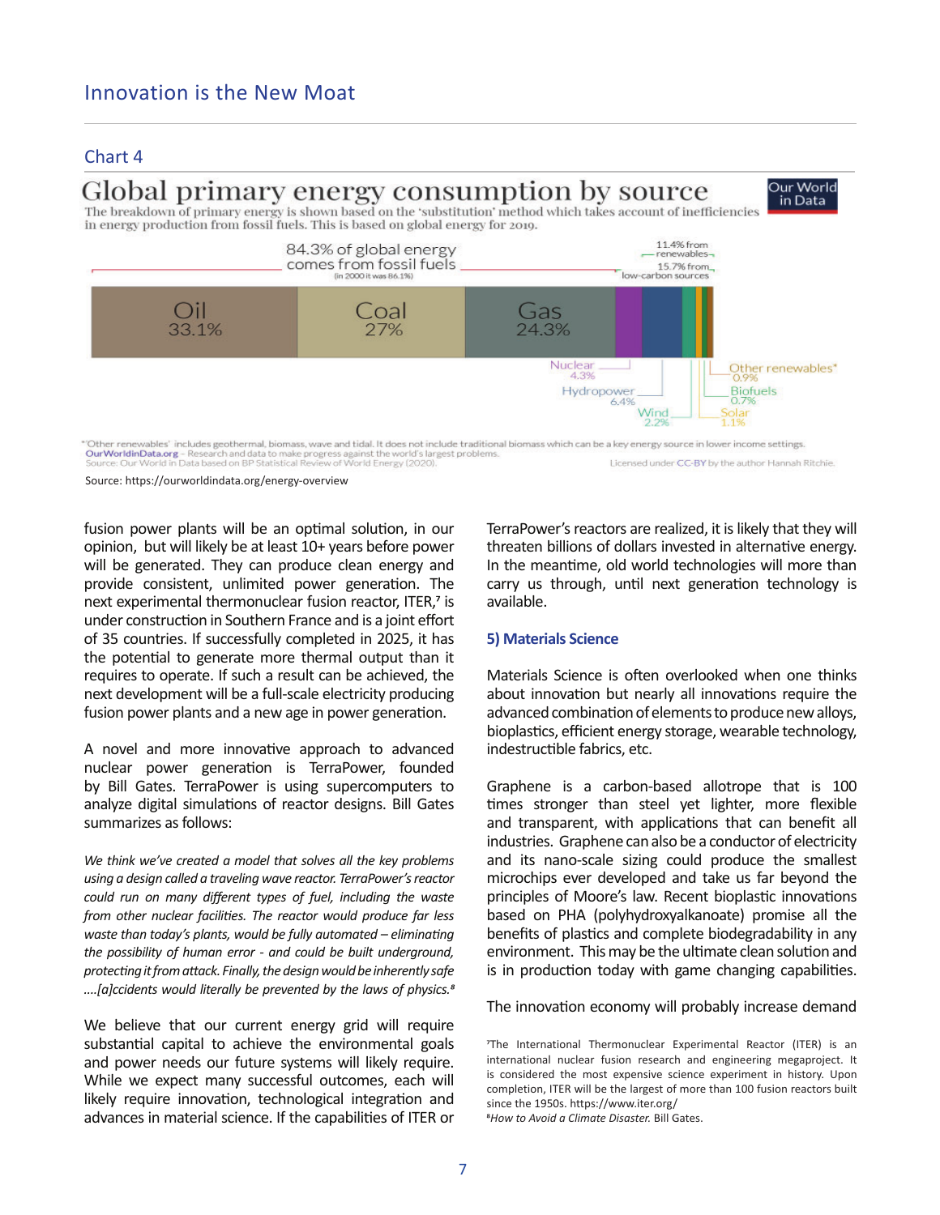## Chart 4

**Global primary energy consumption by source**

The breakdown of primary energy is shown based on the 'substitution' method which takes account of inefficiencies in energy production from fossil fuels. This is based on global energy for 2019.

84.3% of global energy comes from fossil fuels (in 2000 it was 86.1%)

11.4% from renewables

15.7% from low-carbon sources

| Source | Share |
|---|---|
| Oil | 33.1% |
| Coal | 27% |
| Gas | 24.3% |
| Nuclear | 4.3% |
| Hydropower | 6.4% |
| Wind | 2.2% |
| Solar | 1.1% |
| Biofuels | 0.7% |
| Other renewables* | 0.9% |

*'Other renewables' includes geothermal, biomass, wave and tidal. It does not include traditional biomass which can be a key energy source in lower income settings.

OurWorldinData.org – Research and data to make progress against the world's largest problems.
Source: Our World in Data based on BP Statistical Review of World Energy (2020).
Licensed under CC-BY by the author Hannah Ritchie.

Source: https://ourworldindata.org/energy-overview

fusion power plants will be an optimal solution, in our opinion, but will likely be at least 10+ years before power will be generated. They can produce clean energy and provide consistent, unlimited power generation. The next experimental thermonuclear fusion reactor, ITER,[7] is under construction in Southern France and is a joint effort of 35 countries. If successfully completed in 2025, it has the potential to generate more thermal output than it requires to operate. If such a result can be achieved, the next development will be a full-scale electricity producing fusion power plants and a new age in power generation.

A novel and more innovative approach to advanced nuclear power generation is TerraPower, founded by Bill Gates. TerraPower is using supercomputers to analyze digital simulations of reactor designs. Bill Gates summarizes as follows:

*We think we've created a model that solves all the key problems using a design called a traveling wave reactor. TerraPower's reactor could run on many different types of fuel, including the waste from other nuclear facilities. The reactor would produce far less waste than today's plants, would be fully automated – eliminating the possibility of human error - and could be built underground, protecting it from attack. Finally, the design would be inherently safe ....[a]ccidents would literally be prevented by the laws of physics.*[8]

We believe that our current energy grid will require substantial capital to achieve the environmental goals and power needs our future systems will likely require. While we expect many successful outcomes, each will likely require innovation, technological integration and advances in material science. If the capabilities of ITER or TerraPower's reactors are realized, it is likely that they will threaten billions of dollars invested in alternative energy. In the meantime, old world technologies will more than carry us through, until next generation technology is available.

### 5) Materials Science

Materials Science is often overlooked when one thinks about innovation but nearly all innovations require the advanced combination of elements to produce new alloys, bioplastics, efficient energy storage, wearable technology, indestructible fabrics, etc.

Graphene is a carbon-based allotrope that is 100 times stronger than steel yet lighter, more flexible and transparent, with applications that can benefit all industries. Graphene can also be a conductor of electricity and its nano-scale sizing could produce the smallest microchips ever developed and take us far beyond the principles of Moore's law. Recent bioplastic innovations based on PHA (polyhydroxyalkanoate) promise all the benefits of plastics and complete biodegradability in any environment. This may be the ultimate clean solution and is in production today with game changing capabilities.

The innovation economy will probably increase demand

[7]The International Thermonuclear Experimental Reactor (ITER) is an international nuclear fusion research and engineering megaproject. It is considered the most expensive science experiment in history. Upon completion, ITER will be the largest of more than 100 fusion reactors built since the 1950s. https://www.iter.org/

[8]*How to Avoid a Climate Disaster.* Bill Gates.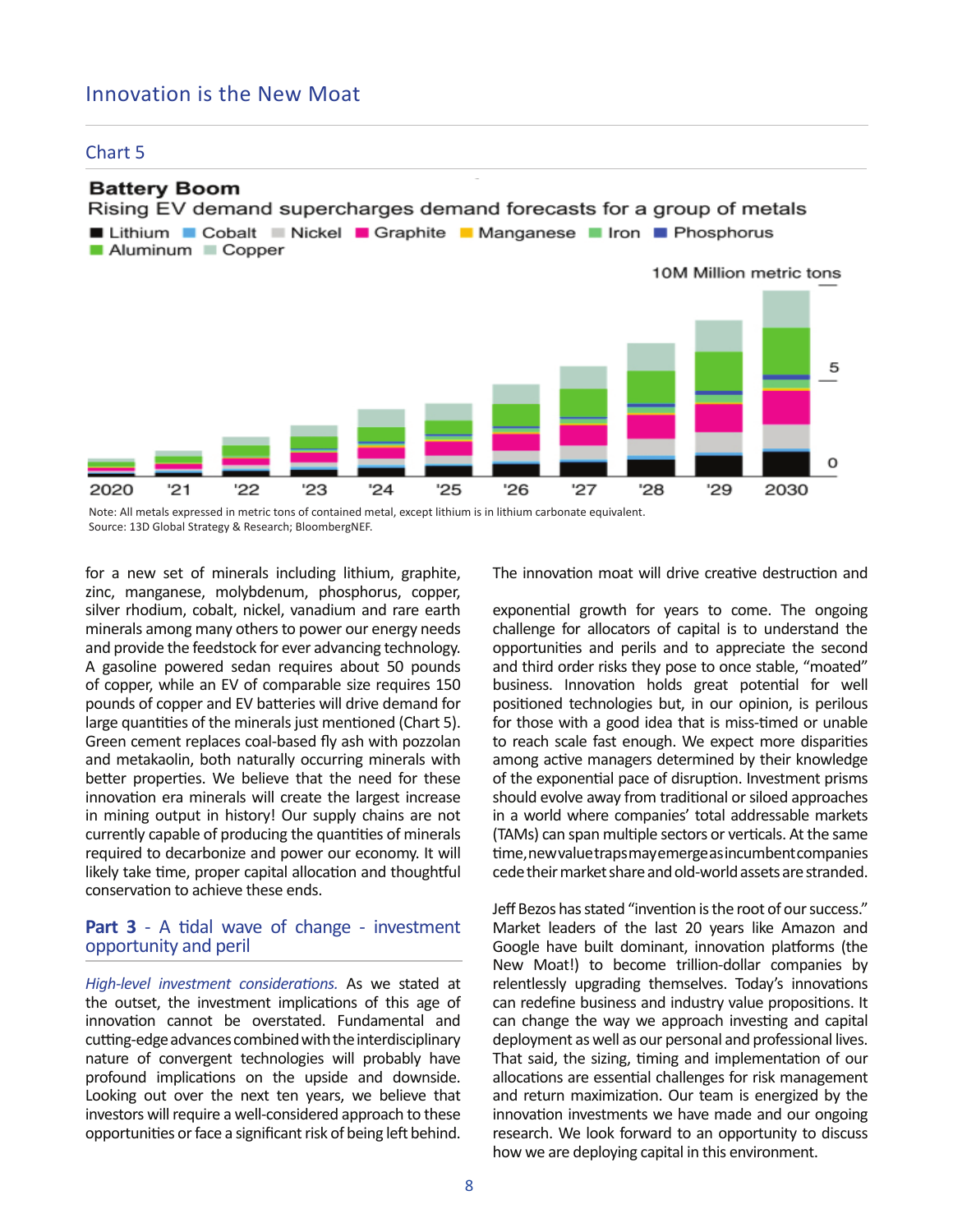## Innovation is the New Moat

### Chart 5

**Battery Boom**

Rising EV demand supercharges demand forecasts for a group of metals

Lithium · Cobalt · Nickel · Graphite · Manganese · Iron · Phosphorus · Aluminum · Copper

10M Million metric tons

Note: All metals expressed in metric tons of contained metal, except lithium is in lithium carbonate equivalent.
Source: 13D Global Strategy & Research; BloombergNEF.

for a new set of minerals including lithium, graphite, zinc, manganese, molybdenum, phosphorus, copper, silver rhodium, cobalt, nickel, vanadium and rare earth minerals among many others to power our energy needs and provide the feedstock for ever advancing technology. A gasoline powered sedan requires about 50 pounds of copper, while an EV of comparable size requires 150 pounds of copper and EV batteries will drive demand for large quantities of the minerals just mentioned (Chart 5). Green cement replaces coal-based fly ash with pozzolan and metakaolin, both naturally occurring minerals with better properties. We believe that the need for these innovation era minerals will create the largest increase in mining output in history! Our supply chains are not currently capable of producing the quantities of minerals required to decarbonize and power our economy. It will likely take time, proper capital allocation and thoughtful conservation to achieve these ends.

## **Part 3** - A tidal wave of change - investment opportunity and peril

*High-level investment considerations.* As we stated at the outset, the investment implications of this age of innovation cannot be overstated. Fundamental and cutting-edge advances combined with the interdisciplinary nature of convergent technologies will probably have profound implications on the upside and downside. Looking out over the next ten years, we believe that investors will require a well-considered approach to these opportunities or face a significant risk of being left behind.

The innovation moat will drive creative destruction and exponential growth for years to come. The ongoing challenge for allocators of capital is to understand the opportunities and perils and to appreciate the second and third order risks they pose to once stable, "moated" business. Innovation holds great potential for well positioned technologies but, in our opinion, is perilous for those with a good idea that is miss-timed or unable to reach scale fast enough. We expect more disparities among active managers determined by their knowledge of the exponential pace of disruption. Investment prisms should evolve away from traditional or siloed approaches in a world where companies' total addressable markets (TAMs) can span multiple sectors or verticals. At the same time, new value traps may emerge as incumbent companies cede their market share and old-world assets are stranded.

Jeff Bezos has stated "invention is the root of our success." Market leaders of the last 20 years like Amazon and Google have built dominant, innovation platforms (the New Moat!) to become trillion-dollar companies by relentlessly upgrading themselves. Today's innovations can redefine business and industry value propositions. It can change the way we approach investing and capital deployment as well as our personal and professional lives. That said, the sizing, timing and implementation of our allocations are essential challenges for risk management and return maximization. Our team is energized by the innovation investments we have made and our ongoing research. We look forward to an opportunity to discuss how we are deploying capital in this environment.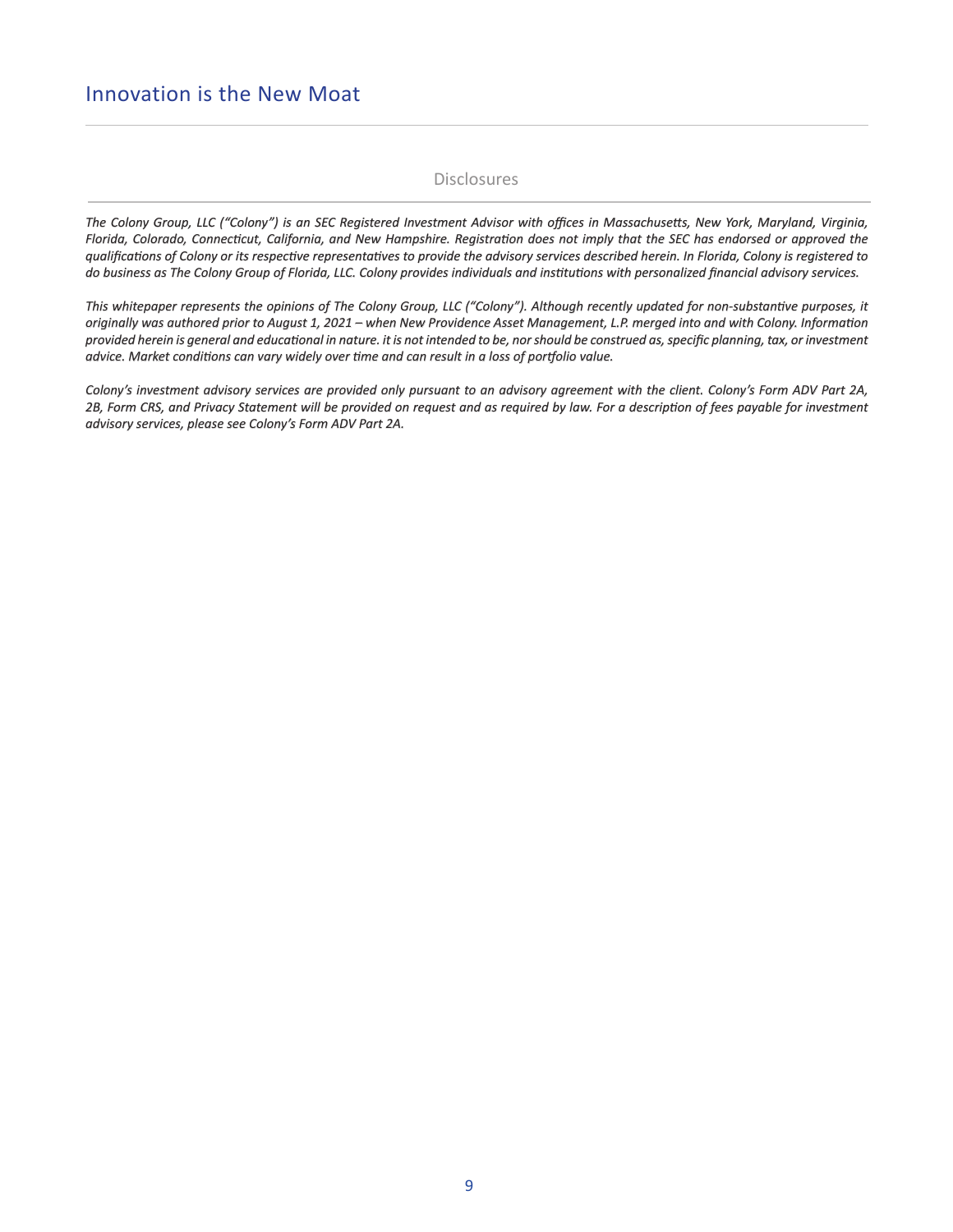## Disclosures

*The Colony Group, LLC ("Colony") is an SEC Registered Investment Advisor with offices in Massachusetts, New York, Maryland, Virginia, Florida, Colorado, Connecticut, California, and New Hampshire. Registration does not imply that the SEC has endorsed or approved the qualifications of Colony or its respective representatives to provide the advisory services described herein. In Florida, Colony is registered to do business as The Colony Group of Florida, LLC. Colony provides individuals and institutions with personalized financial advisory services.*

*This whitepaper represents the opinions of The Colony Group, LLC ("Colony"). Although recently updated for non-substantive purposes, it originally was authored prior to August 1, 2021 – when New Providence Asset Management, L.P. merged into and with Colony. Information provided herein is general and educational in nature. it is not intended to be, nor should be construed as, specific planning, tax, or investment advice. Market conditions can vary widely over time and can result in a loss of portfolio value.*

*Colony's investment advisory services are provided only pursuant to an advisory agreement with the client. Colony's Form ADV Part 2A, 2B, Form CRS, and Privacy Statement will be provided on request and as required by law. For a description of fees payable for investment advisory services, please see Colony's Form ADV Part 2A.*